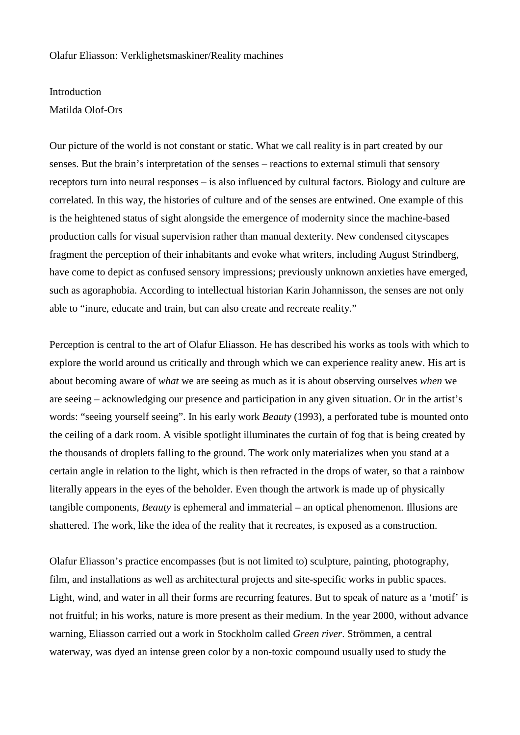Olafur Eliasson: Verklighetsmaskiner/Reality machines

Introduction

Matilda Olof-Ors

Our picture of the world is not constant or static. What we call reality is in part created by our senses. But the brain's interpretation of the senses – reactions to external stimuli that sensory receptors turn into neural responses – is also influenced by cultural factors. Biology and culture are correlated. In this way, the histories of culture and of the senses are entwined. One example of this is the heightened status of sight alongside the emergence of modernity since the machine-based production calls for visual supervision rather than manual dexterity. New condensed cityscapes fragment the perception of their inhabitants and evoke what writers, including August Strindberg, have come to depict as confused sensory impressions; previously unknown anxieties have emerged, such as agoraphobia. According to intellectual historian Karin Johannisson, the senses are not only able to "inure, educate and train, but can also create and recreate reality."

Perception is central to the art of Olafur Eliasson. He has described his works as tools with which to explore the world around us critically and through which we can experience reality anew. His art is about becoming aware of *what* we are seeing as much as it is about observing ourselves *when* we are seeing – acknowledging our presence and participation in any given situation. Or in the artist's words: "seeing yourself seeing". In his early work *Beauty* (1993), a perforated tube is mounted onto the ceiling of a dark room. A visible spotlight illuminates the curtain of fog that is being created by the thousands of droplets falling to the ground. The work only materializes when you stand at a certain angle in relation to the light, which is then refracted in the drops of water, so that a rainbow literally appears in the eyes of the beholder. Even though the artwork is made up of physically tangible components, *Beauty* is ephemeral and immaterial – an optical phenomenon. Illusions are shattered. The work, like the idea of the reality that it recreates, is exposed as a construction.

Olafur Eliasson's practice encompasses (but is not limited to) sculpture, painting, photography, film, and installations as well as architectural projects and site-specific works in public spaces. Light, wind, and water in all their forms are recurring features. But to speak of nature as a 'motif' is not fruitful; in his works, nature is more present as their medium. In the year 2000, without advance warning, Eliasson carried out a work in Stockholm called *Green river*. Strömmen, a central waterway, was dyed an intense green color by a non-toxic compound usually used to study the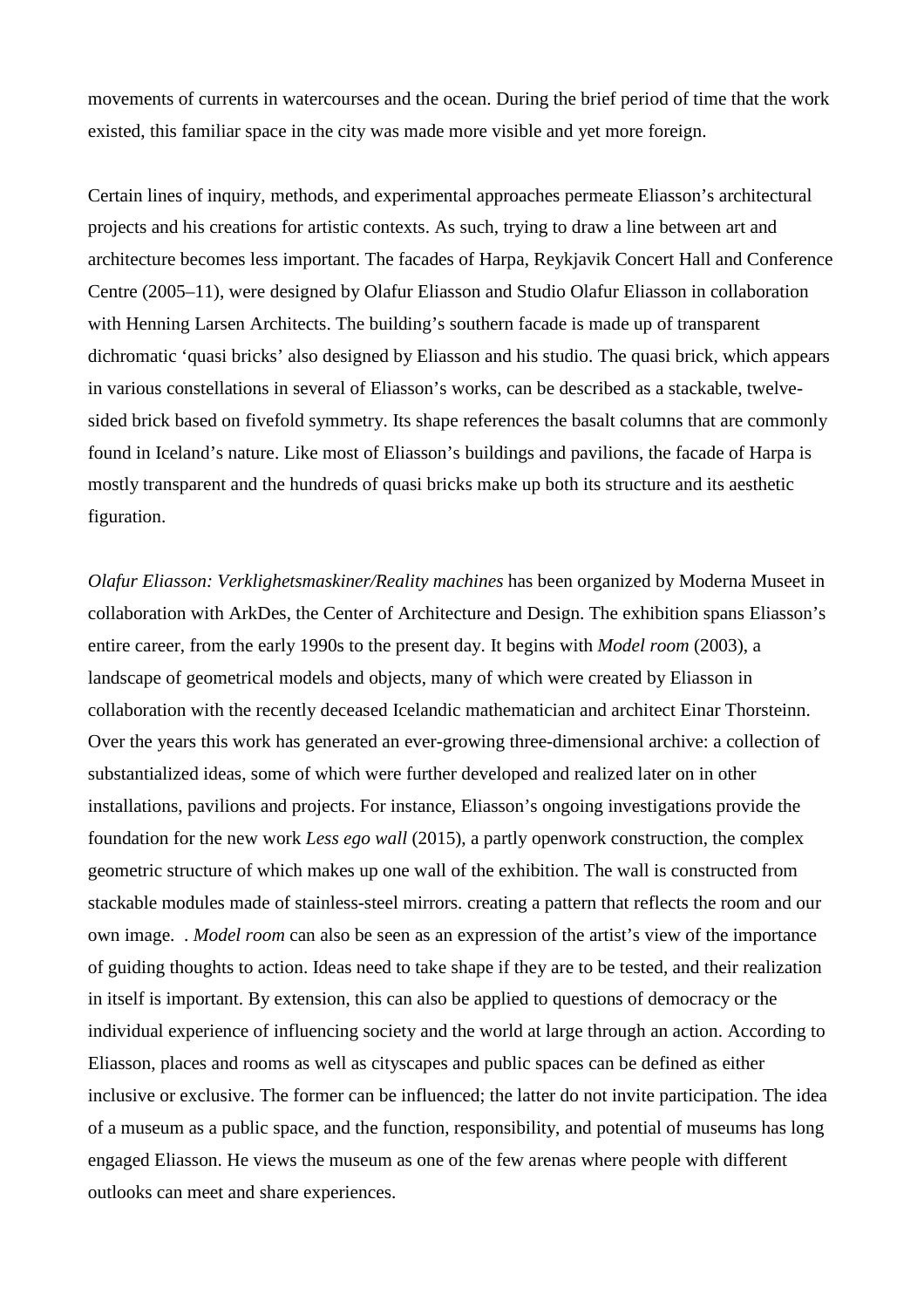movements of currents in watercourses and the ocean. During the brief period of time that the work existed, this familiar space in the city was made more visible and yet more foreign.

Certain lines of inquiry, methods, and experimental approaches permeate Eliasson's architectural projects and his creations for artistic contexts. As such, trying to draw a line between art and architecture becomes less important. The facades of Harpa, Reykjavik Concert Hall and Conference Centre (2005–11), were designed by Olafur Eliasson and Studio Olafur Eliasson in collaboration with Henning Larsen Architects. The building's southern facade is made up of transparent dichromatic 'quasi bricks' also designed by Eliasson and his studio. The quasi brick, which appears in various constellations in several of Eliasson's works, can be described as a stackable, twelve-sided brick based on fivefold symmetry. Its shape references the basalt columns that are commonly found in Iceland's nature. Like most of Eliasson's buildings and pavilions, the facade of Harpa is mostly transparent and the hundreds of quasi bricks make up both its structure and its aesthetic figuration.

*Olafur Eliasson: Verklighetsmaskiner/Reality machines* has been organized by Moderna Museet in collaboration with ArkDes, the Center of Architecture and Design. The exhibition spans Eliasson's entire career, from the early 1990s to the present day. It begins with *Model room* (2003), a landscape of geometrical models and objects, many of which were created by Eliasson in collaboration with the recently deceased Icelandic mathematician and architect Einar Thorsteinn. Over the years this work has generated an ever-growing three-dimensional archive: a collection of substantialized ideas, some of which were further developed and realized later on in other installations, pavilions and projects. For instance, Eliasson's ongoing investigations provide the foundation for the new work *Less ego wall* (2015), a partly openwork construction, the complex geometric structure of which makes up one wall of the exhibition. The wall is constructed from stackable modules made of stainless-steel mirrors. creating a pattern that reflects the room and our own image. . *Model room* can also be seen as an expression of the artist's view of the importance of guiding thoughts to action. Ideas need to take shape if they are to be tested, and their realization in itself is important. By extension, this can also be applied to questions of democracy or the individual experience of influencing society and the world at large through an action. According to Eliasson, places and rooms as well as cityscapes and public spaces can be defined as either inclusive or exclusive. The former can be influenced; the latter do not invite participation. The idea of a museum as a public space, and the function, responsibility, and potential of museums has long engaged Eliasson. He views the museum as one of the few arenas where people with different outlooks can meet and share experiences.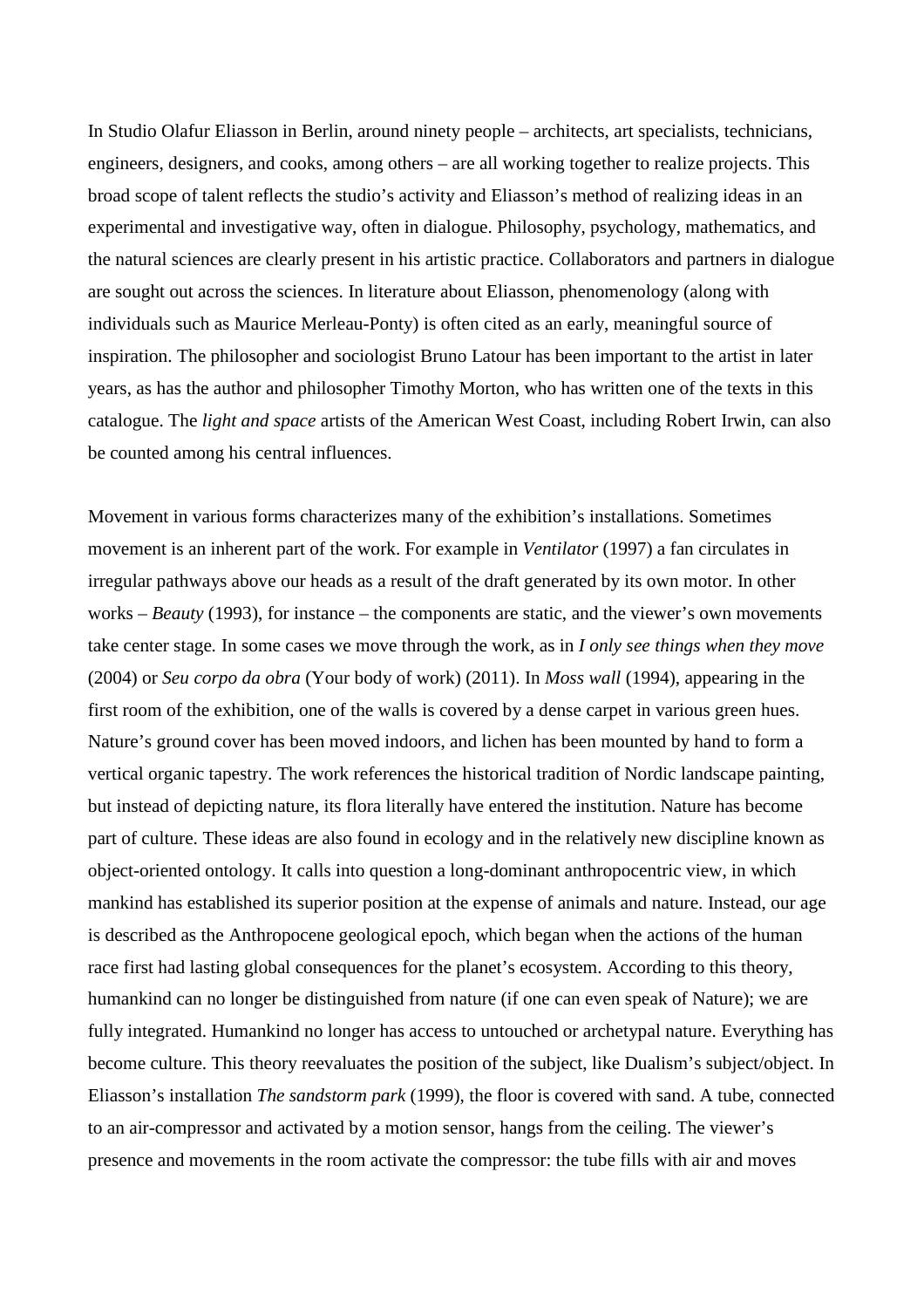In Studio Olafur Eliasson in Berlin, around ninety people – architects, art specialists, technicians, engineers, designers, and cooks, among others – are all working together to realize projects. This broad scope of talent reflects the studio's activity and Eliasson's method of realizing ideas in an experimental and investigative way, often in dialogue. Philosophy, psychology, mathematics, and the natural sciences are clearly present in his artistic practice. Collaborators and partners in dialogue are sought out across the sciences. In literature about Eliasson, phenomenology (along with individuals such as Maurice Merleau-Ponty) is often cited as an early, meaningful source of inspiration. The philosopher and sociologist Bruno Latour has been important to the artist in later years, as has the author and philosopher Timothy Morton, who has written one of the texts in this catalogue. The *light and space* artists of the American West Coast, including Robert Irwin, can also be counted among his central influences.

Movement in various forms characterizes many of the exhibition's installations. Sometimes movement is an inherent part of the work. For example in *Ventilator* (1997) a fan circulates in irregular pathways above our heads as a result of the draft generated by its own motor. In other works – *Beauty* (1993), for instance – the components are static, and the viewer's own movements take center stage. In some cases we move through the work, as in *I only see things when they move* (2004) or *Seu corpo da obra* (Your body of work) (2011). In *Moss wall* (1994), appearing in the first room of the exhibition, one of the walls is covered by a dense carpet in various green hues. Nature's ground cover has been moved indoors, and lichen has been mounted by hand to form a vertical organic tapestry. The work references the historical tradition of Nordic landscape painting, but instead of depicting nature, its flora literally have entered the institution. Nature has become part of culture. These ideas are also found in ecology and in the relatively new discipline known as object-oriented ontology. It calls into question a long-dominant anthropocentric view, in which mankind has established its superior position at the expense of animals and nature. Instead, our age is described as the Anthropocene geological epoch, which began when the actions of the human race first had lasting global consequences for the planet's ecosystem. According to this theory, humankind can no longer be distinguished from nature (if one can even speak of Nature); we are fully integrated. Humankind no longer has access to untouched or archetypal nature. Everything has become culture. This theory reevaluates the position of the subject, like Dualism's subject/object. In Eliasson's installation *The sandstorm park* (1999), the floor is covered with sand. A tube, connected to an air-compressor and activated by a motion sensor, hangs from the ceiling. The viewer's presence and movements in the room activate the compressor: the tube fills with air and moves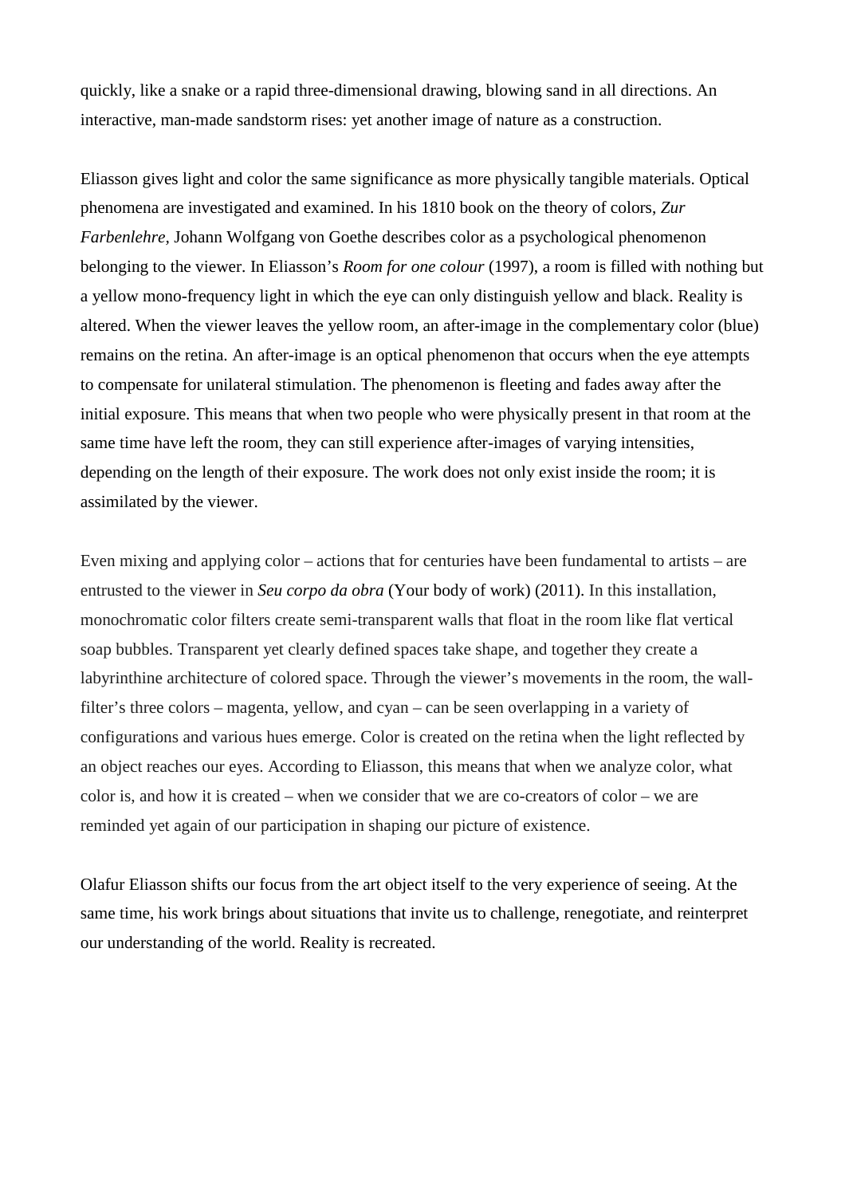quickly, like a snake or a rapid three-dimensional drawing, blowing sand in all directions. An interactive, man-made sandstorm rises: yet another image of nature as a construction.

Eliasson gives light and color the same significance as more physically tangible materials. Optical phenomena are investigated and examined. In his 1810 book on the theory of colors, *Zur Farbenlehre*, Johann Wolfgang von Goethe describes color as a psychological phenomenon belonging to the viewer. In Eliasson's *Room for one colour* (1997), a room is filled with nothing but a yellow mono-frequency light in which the eye can only distinguish yellow and black. Reality is altered. When the viewer leaves the yellow room, an after-image in the complementary color (blue) remains on the retina. An after-image is an optical phenomenon that occurs when the eye attempts to compensate for unilateral stimulation. The phenomenon is fleeting and fades away after the initial exposure. This means that when two people who were physically present in that room at the same time have left the room, they can still experience after-images of varying intensities, depending on the length of their exposure. The work does not only exist inside the room; it is assimilated by the viewer.

Even mixing and applying color – actions that for centuries have been fundamental to artists – are entrusted to the viewer in *Seu corpo da obra* (Your body of work) (2011). In this installation, monochromatic color filters create semi-transparent walls that float in the room like flat vertical soap bubbles. Transparent yet clearly defined spaces take shape, and together they create a labyrinthine architecture of colored space. Through the viewer's movements in the room, the wall-filter's three colors – magenta, yellow, and cyan – can be seen overlapping in a variety of configurations and various hues emerge. Color is created on the retina when the light reflected by an object reaches our eyes. According to Eliasson, this means that when we analyze color, what color is, and how it is created – when we consider that we are co-creators of color – we are reminded yet again of our participation in shaping our picture of existence.

Olafur Eliasson shifts our focus from the art object itself to the very experience of seeing. At the same time, his work brings about situations that invite us to challenge, renegotiate, and reinterpret our understanding of the world. Reality is recreated.